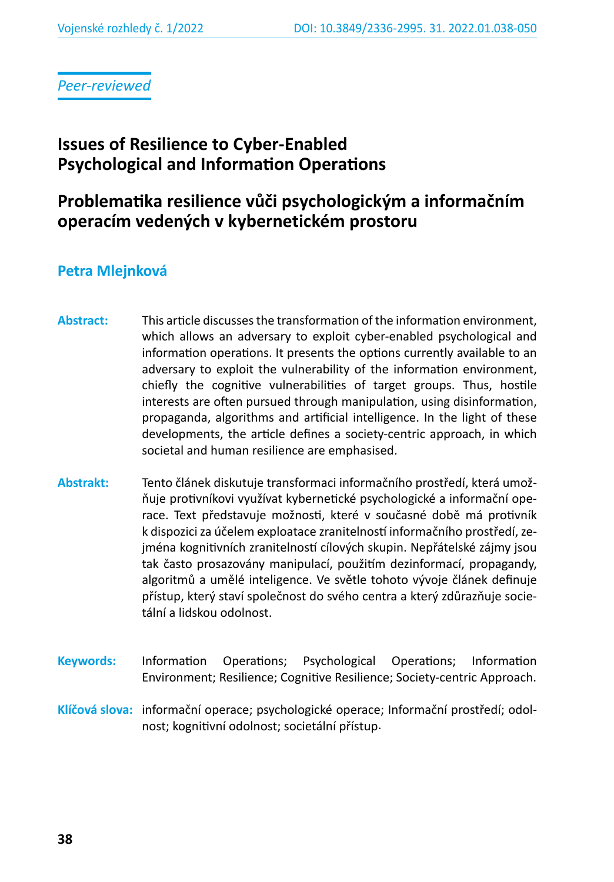*Peer-reviewed*

# Issues of Resilience to Cyber-Enabled Psychological and Information Operations

# Problematika resilience vůči psychologickým a informačním operacím vedených v kybernetickém prostoru

**Petra Mlejnková**

**Abstract:** This article discusses the transformation of the information environment, which allows an adversary to exploit cyber-enabled psychological and information operations. It presents the options currently available to an adversary to exploit the vulnerability of the information environment, chiefly the cognitive vulnerabilities of target groups. Thus, hostile interests are often pursued through manipulation, using disinformation, propaganda, algorithms and artificial intelligence. In the light of these developments, the article defines a society-centric approach, in which societal and human resilience are emphasised.

**Abstrakt:** Tento článek diskutuje transformaci informačního prostředí, která umožňuje protivníkovi využívat kybernetické psychologické a informační operace. Text představuje možnosti, které v současné době má protivník k dispozici za účelem exploatace zranitelností informačního prostředí, zejména kognitivních zranitelností cílových skupin. Nepřátelské zájmy jsou tak často prosazovány manipulací, použitím dezinformací, propagandy, algoritmů a umělé inteligence. Ve světle tohoto vývoje článek definuje přístup, který staví společnost do svého centra a který zdůrazňuje societální a lidskou odolnost.

**Keywords:** Information Operations; Psychological Operations; Information Environment; Resilience; Cognitive Resilience; Society-centric Approach.

**Klíčová slova:** informační operace; psychologické operace; Informační prostředí; odolnost; kognitivní odolnost; societální přístup.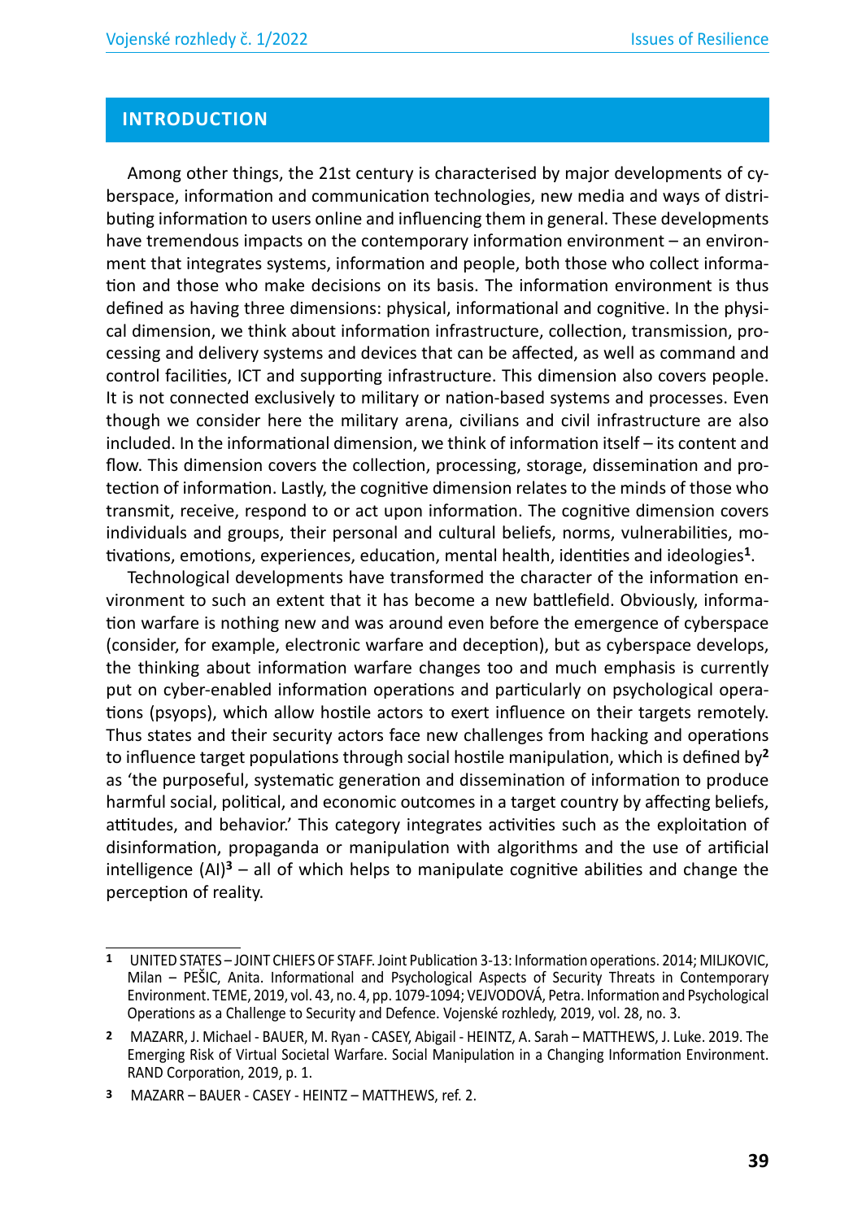## INTRODUCTION

Among other things, the 21st century is characterised by major developments of cyberspace, information and communication technologies, new media and ways of distributing information to users online and influencing them in general. These developments have tremendous impacts on the contemporary information environment – an environment that integrates systems, information and people, both those who collect information and those who make decisions on its basis. The information environment is thus defined as having three dimensions: physical, informational and cognitive. In the physical dimension, we think about information infrastructure, collection, transmission, processing and delivery systems and devices that can be affected, as well as command and control facilities, ICT and supporting infrastructure. This dimension also covers people. It is not connected exclusively to military or nation-based systems and processes. Even though we consider here the military arena, civilians and civil infrastructure are also included. In the informational dimension, we think of information itself – its content and flow. This dimension covers the collection, processing, storage, dissemination and protection of information. Lastly, the cognitive dimension relates to the minds of those who transmit, receive, respond to or act upon information. The cognitive dimension covers individuals and groups, their personal and cultural beliefs, norms, vulnerabilities, motivations, emotions, experiences, education, mental health, identities and ideologies[1].

Technological developments have transformed the character of the information environment to such an extent that it has become a new battlefield. Obviously, information warfare is nothing new and was around even before the emergence of cyberspace (consider, for example, electronic warfare and deception), but as cyberspace develops, the thinking about information warfare changes too and much emphasis is currently put on cyber-enabled information operations and particularly on psychological operations (psyops), which allow hostile actors to exert influence on their targets remotely. Thus states and their security actors face new challenges from hacking and operations to influence target populations through social hostile manipulation, which is defined by[2] as 'the purposeful, systematic generation and dissemination of information to produce harmful social, political, and economic outcomes in a target country by affecting beliefs, attitudes, and behavior.' This category integrates activities such as the exploitation of disinformation, propaganda or manipulation with algorithms and the use of artificial intelligence (AI)[3] – all of which helps to manipulate cognitive abilities and change the perception of reality.

---

1 UNITED STATES – JOINT CHIEFS OF STAFF. Joint Publication 3-13: Information operations. 2014; MILJKOVIC, Milan – PEŠIC, Anita. Informational and Psychological Aspects of Security Threats in Contemporary Environment. TEME, 2019, vol. 43, no. 4, pp. 1079-1094; VEJVODOVÁ, Petra. Information and Psychological Operations as a Challenge to Security and Defence. Vojenské rozhledy, 2019, vol. 28, no. 3.

2 MAZARR, J. Michael - BAUER, M. Ryan - CASEY, Abigail - HEINTZ, A. Sarah – MATTHEWS, J. Luke. 2019. The Emerging Risk of Virtual Societal Warfare. Social Manipulation in a Changing Information Environment. RAND Corporation, 2019, p. 1.

3 MAZARR – BAUER - CASEY - HEINTZ – MATTHEWS, ref. 2.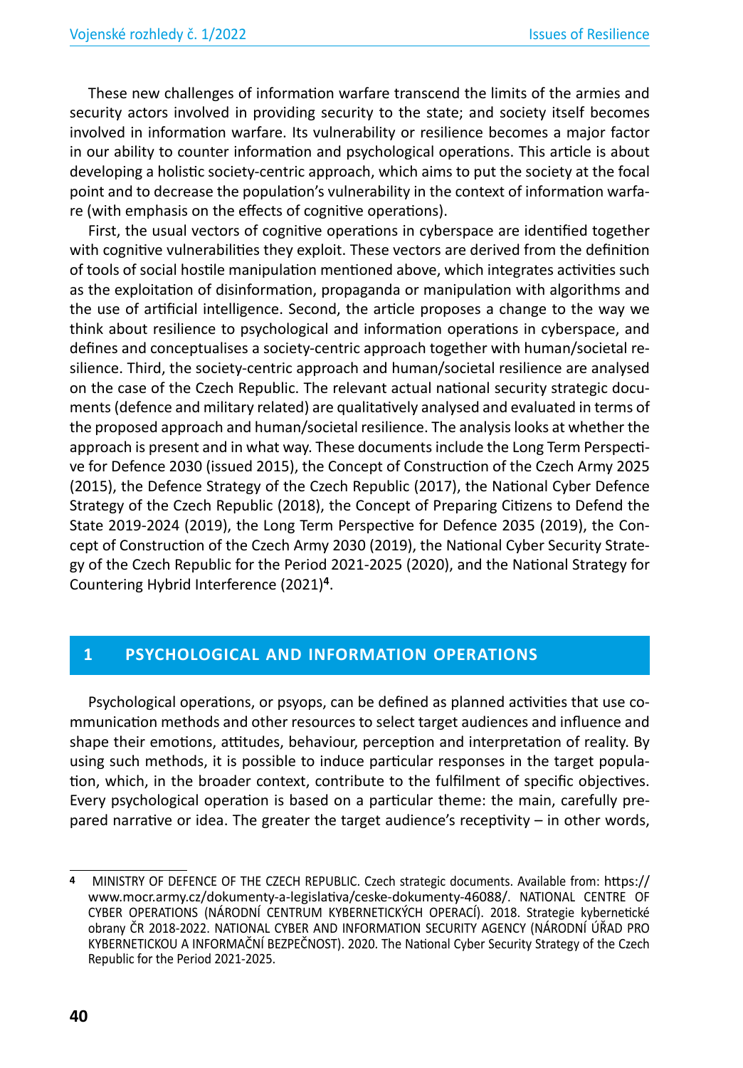These new challenges of information warfare transcend the limits of the armies and security actors involved in providing security to the state; and society itself becomes involved in information warfare. Its vulnerability or resilience becomes a major factor in our ability to counter information and psychological operations. This article is about developing a holistic society-centric approach, which aims to put the society at the focal point and to decrease the population's vulnerability in the context of information warfare (with emphasis on the effects of cognitive operations).

First, the usual vectors of cognitive operations in cyberspace are identified together with cognitive vulnerabilities they exploit. These vectors are derived from the definition of tools of social hostile manipulation mentioned above, which integrates activities such as the exploitation of disinformation, propaganda or manipulation with algorithms and the use of artificial intelligence. Second, the article proposes a change to the way we think about resilience to psychological and information operations in cyberspace, and defines and conceptualises a society-centric approach together with human/societal resilience. Third, the society-centric approach and human/societal resilience are analysed on the case of the Czech Republic. The relevant actual national security strategic documents (defence and military related) are qualitatively analysed and evaluated in terms of the proposed approach and human/societal resilience. The analysis looks at whether the approach is present and in what way. These documents include the Long Term Perspective for Defence 2030 (issued 2015), the Concept of Construction of the Czech Army 2025 (2015), the Defence Strategy of the Czech Republic (2017), the National Cyber Defence Strategy of the Czech Republic (2018), the Concept of Preparing Citizens to Defend the State 2019-2024 (2019), the Long Term Perspective for Defence 2035 (2019), the Concept of Construction of the Czech Army 2030 (2019), the National Cyber Security Strategy of the Czech Republic for the Period 2021-2025 (2020), and the National Strategy for Countering Hybrid Interference (2021)[4].

## 1 PSYCHOLOGICAL AND INFORMATION OPERATIONS

Psychological operations, or psyops, can be defined as planned activities that use communication methods and other resources to select target audiences and influence and shape their emotions, attitudes, behaviour, perception and interpretation of reality. By using such methods, it is possible to induce particular responses in the target population, which, in the broader context, contribute to the fulfilment of specific objectives. Every psychological operation is based on a particular theme: the main, carefully prepared narrative or idea. The greater the target audience's receptivity – in other words,

---

[4] MINISTRY OF DEFENCE OF THE CZECH REPUBLIC. Czech strategic documents. Available from: https://www.mocr.army.cz/dokumenty-a-legislativa/ceske-dokumenty-46088/. NATIONAL CENTRE OF CYBER OPERATIONS (NÁRODNÍ CENTRUM KYBERNETICKÝCH OPERACÍ). 2018. Strategie kybernetické obrany ČR 2018-2022. NATIONAL CYBER AND INFORMATION SECURITY AGENCY (NÁRODNÍ ÚŘAD PRO KYBERNETICKOU A INFORMAČNÍ BEZPEČNOST). 2020. The National Cyber Security Strategy of the Czech Republic for the Period 2021-2025.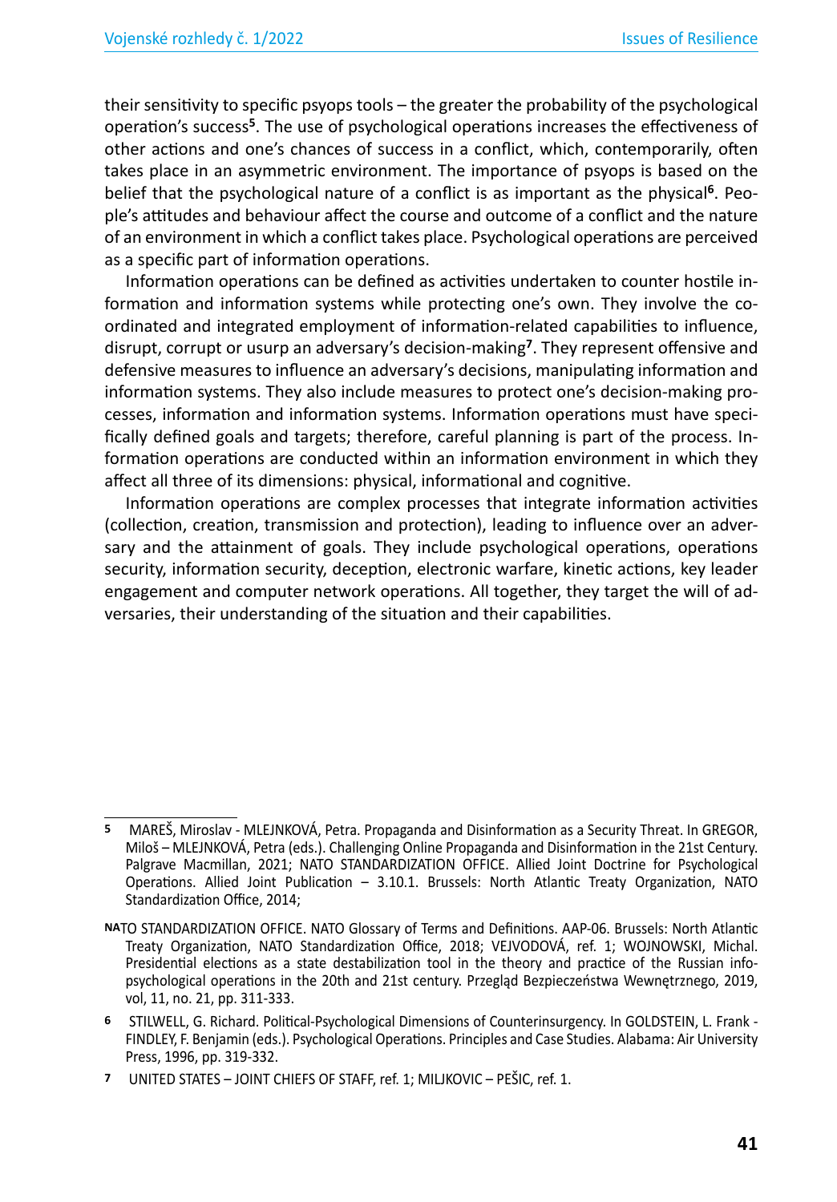their sensitivity to specific psyops tools – the greater the probability of the psychological operation's success[5]. The use of psychological operations increases the effectiveness of other actions and one's chances of success in a conflict, which, contemporarily, often takes place in an asymmetric environment. The importance of psyops is based on the belief that the psychological nature of a conflict is as important as the physical[6]. People's attitudes and behaviour affect the course and outcome of a conflict and the nature of an environment in which a conflict takes place. Psychological operations are perceived as a specific part of information operations.

Information operations can be defined as activities undertaken to counter hostile information and information systems while protecting one's own. They involve the coordinated and integrated employment of information-related capabilities to influence, disrupt, corrupt or usurp an adversary's decision-making[7]. They represent offensive and defensive measures to influence an adversary's decisions, manipulating information and information systems. They also include measures to protect one's decision-making processes, information and information systems. Information operations must have specifically defined goals and targets; therefore, careful planning is part of the process. Information operations are conducted within an information environment in which they affect all three of its dimensions: physical, informational and cognitive.

Information operations are complex processes that integrate information activities (collection, creation, transmission and protection), leading to influence over an adversary and the attainment of goals. They include psychological operations, operations security, information security, deception, electronic warfare, kinetic actions, key leader engagement and computer network operations. All together, they target the will of adversaries, their understanding of the situation and their capabilities.

---

**5** MAREŠ, Miroslav - MLEJNKOVÁ, Petra. Propaganda and Disinformation as a Security Threat. In GREGOR, Miloš – MLEJNKOVÁ, Petra (eds.). Challenging Online Propaganda and Disinformation in the 21st Century. Palgrave Macmillan, 2021; NATO STANDARDIZATION OFFICE. Allied Joint Doctrine for Psychological Operations. Allied Joint Publication – 3.10.1. Brussels: North Atlantic Treaty Organization, NATO Standardization Office, 2014;

NATO STANDARDIZATION OFFICE. NATO Glossary of Terms and Definitions. AAP-06. Brussels: North Atlantic Treaty Organization, NATO Standardization Office, 2018; VEJVODOVÁ, ref. 1; WOJNOWSKI, Michal. Presidential elections as a state destabilization tool in the theory and practice of the Russian info-psychological operations in the 20th and 21st century. Przegląd Bezpieczeństwa Wewnętrznego, 2019, vol, 11, no. 21, pp. 311-333.

**6** STILWELL, G. Richard. Political-Psychological Dimensions of Counterinsurgency. In GOLDSTEIN, L. Frank - FINDLEY, F. Benjamin (eds.). Psychological Operations. Principles and Case Studies. Alabama: Air University Press, 1996, pp. 319-332.

**7** UNITED STATES – JOINT CHIEFS OF STAFF, ref. 1; MILJKOVIC – PEŠIC, ref. 1.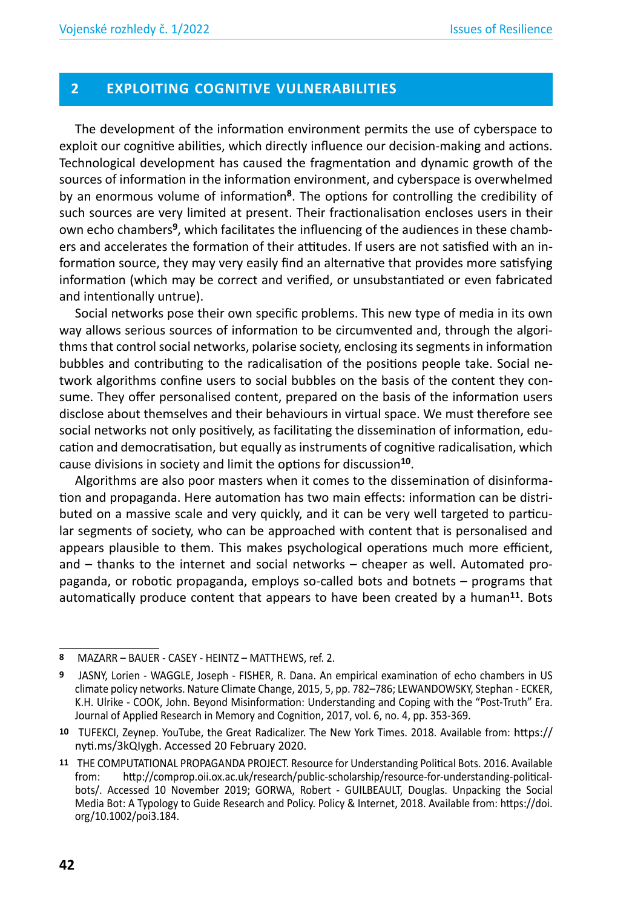## 2 EXPLOITING COGNITIVE VULNERABILITIES

The development of the information environment permits the use of cyberspace to exploit our cognitive abilities, which directly influence our decision-making and actions. Technological development has caused the fragmentation and dynamic growth of the sources of information in the information environment, and cyberspace is overwhelmed by an enormous volume of information[8]. The options for controlling the credibility of such sources are very limited at present. Their fractionalisation encloses users in their own echo chambers[9], which facilitates the influencing of the audiences in these chambers and accelerates the formation of their attitudes. If users are not satisfied with an information source, they may very easily find an alternative that provides more satisfying information (which may be correct and verified, or unsubstantiated or even fabricated and intentionally untrue).

Social networks pose their own specific problems. This new type of media in its own way allows serious sources of information to be circumvented and, through the algorithms that control social networks, polarise society, enclosing its segments in information bubbles and contributing to the radicalisation of the positions people take. Social network algorithms confine users to social bubbles on the basis of the content they consume. They offer personalised content, prepared on the basis of the information users disclose about themselves and their behaviours in virtual space. We must therefore see social networks not only positively, as facilitating the dissemination of information, education and democratisation, but equally as instruments of cognitive radicalisation, which cause divisions in society and limit the options for discussion[10].

Algorithms are also poor masters when it comes to the dissemination of disinformation and propaganda. Here automation has two main effects: information can be distributed on a massive scale and very quickly, and it can be very well targeted to particular segments of society, who can be approached with content that is personalised and appears plausible to them. This makes psychological operations much more efficient, and – thanks to the internet and social networks – cheaper as well. Automated propaganda, or robotic propaganda, employs so-called bots and botnets – programs that automatically produce content that appears to have been created by a human[11]. Bots

---

8 MAZARR – BAUER - CASEY - HEINTZ – MATTHEWS, ref. 2.

9 JASNY, Lorien - WAGGLE, Joseph - FISHER, R. Dana. An empirical examination of echo chambers in US climate policy networks. Nature Climate Change, 2015, 5, pp. 782–786; LEWANDOWSKY, Stephan - ECKER, K.H. Ulrike - COOK, John. Beyond Misinformation: Understanding and Coping with the "Post-Truth" Era. Journal of Applied Research in Memory and Cognition, 2017, vol. 6, no. 4, pp. 353-369.

10 TUFEKCI, Zeynep. YouTube, the Great Radicalizer. The New York Times. 2018. Available from: https://nyti.ms/3kQIygh. Accessed 20 February 2020.

11 THE COMPUTATIONAL PROPAGANDA PROJECT. Resource for Understanding Political Bots. 2016. Available from: http://comprop.oii.ox.ac.uk/research/public-scholarship/resource-for-understanding-political-bots/. Accessed 10 November 2019; GORWA, Robert - GUILBEAULT, Douglas. Unpacking the Social Media Bot: A Typology to Guide Research and Policy. Policy & Internet, 2018. Available from: https://doi.org/10.1002/poi3.184.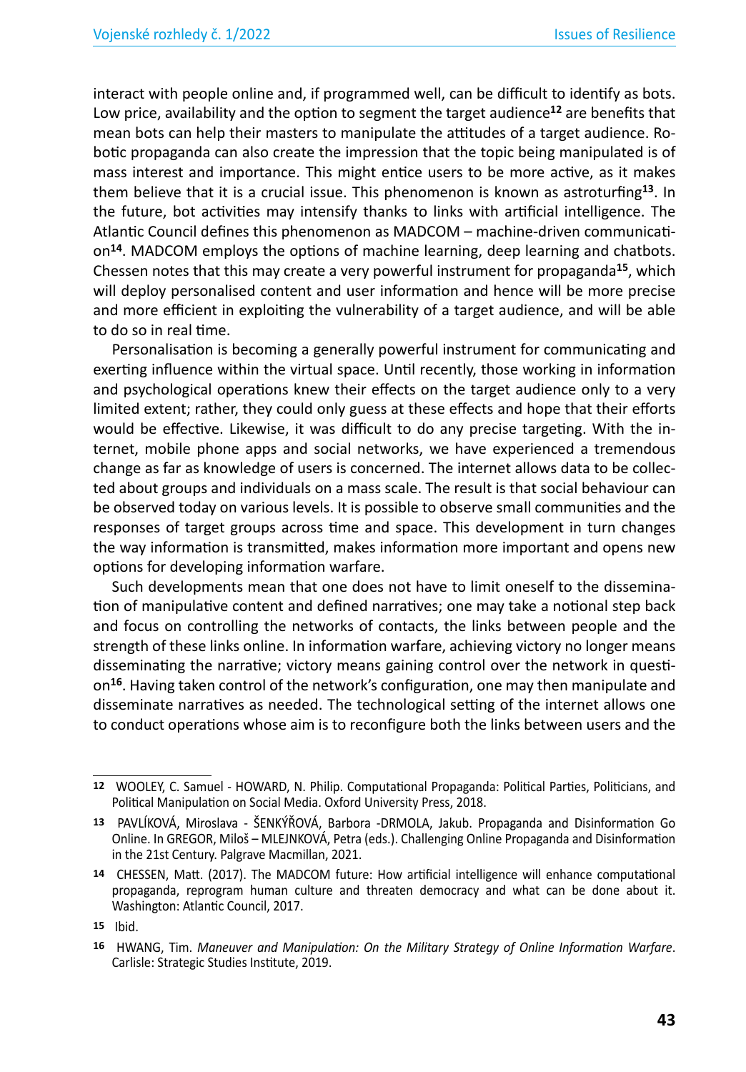interact with people online and, if programmed well, can be difficult to identify as bots. Low price, availability and the option to segment the target audience[12] are benefits that mean bots can help their masters to manipulate the attitudes of a target audience. Robotic propaganda can also create the impression that the topic being manipulated is of mass interest and importance. This might entice users to be more active, as it makes them believe that it is a crucial issue. This phenomenon is known as astroturfing[13]. In the future, bot activities may intensify thanks to links with artificial intelligence. The Atlantic Council defines this phenomenon as MADCOM – machine-driven communication[14]. MADCOM employs the options of machine learning, deep learning and chatbots. Chessen notes that this may create a very powerful instrument for propaganda[15], which will deploy personalised content and user information and hence will be more precise and more efficient in exploiting the vulnerability of a target audience, and will be able to do so in real time.

Personalisation is becoming a generally powerful instrument for communicating and exerting influence within the virtual space. Until recently, those working in information and psychological operations knew their effects on the target audience only to a very limited extent; rather, they could only guess at these effects and hope that their efforts would be effective. Likewise, it was difficult to do any precise targeting. With the internet, mobile phone apps and social networks, we have experienced a tremendous change as far as knowledge of users is concerned. The internet allows data to be collected about groups and individuals on a mass scale. The result is that social behaviour can be observed today on various levels. It is possible to observe small communities and the responses of target groups across time and space. This development in turn changes the way information is transmitted, makes information more important and opens new options for developing information warfare.

Such developments mean that one does not have to limit oneself to the dissemination of manipulative content and defined narratives; one may take a notional step back and focus on controlling the networks of contacts, the links between people and the strength of these links online. In information warfare, achieving victory no longer means disseminating the narrative; victory means gaining control over the network in question[16]. Having taken control of the network's configuration, one may then manipulate and disseminate narratives as needed. The technological setting of the internet allows one to conduct operations whose aim is to reconfigure both the links between users and the

---

12 WOOLEY, C. Samuel - HOWARD, N. Philip. Computational Propaganda: Political Parties, Politicians, and Political Manipulation on Social Media. Oxford University Press, 2018.

13 PAVLÍKOVÁ, Miroslava - ŠENKÝŘOVÁ, Barbora -DRMOLA, Jakub. Propaganda and Disinformation Go Online. In GREGOR, Miloš – MLEJNKOVÁ, Petra (eds.). Challenging Online Propaganda and Disinformation in the 21st Century. Palgrave Macmillan, 2021.

14 CHESSEN, Matt. (2017). The MADCOM future: How artificial intelligence will enhance computational propaganda, reprogram human culture and threaten democracy and what can be done about it. Washington: Atlantic Council, 2017.

15 Ibid.

16 HWANG, Tim. *Maneuver and Manipulation: On the Military Strategy of Online Information Warfare*. Carlisle: Strategic Studies Institute, 2019.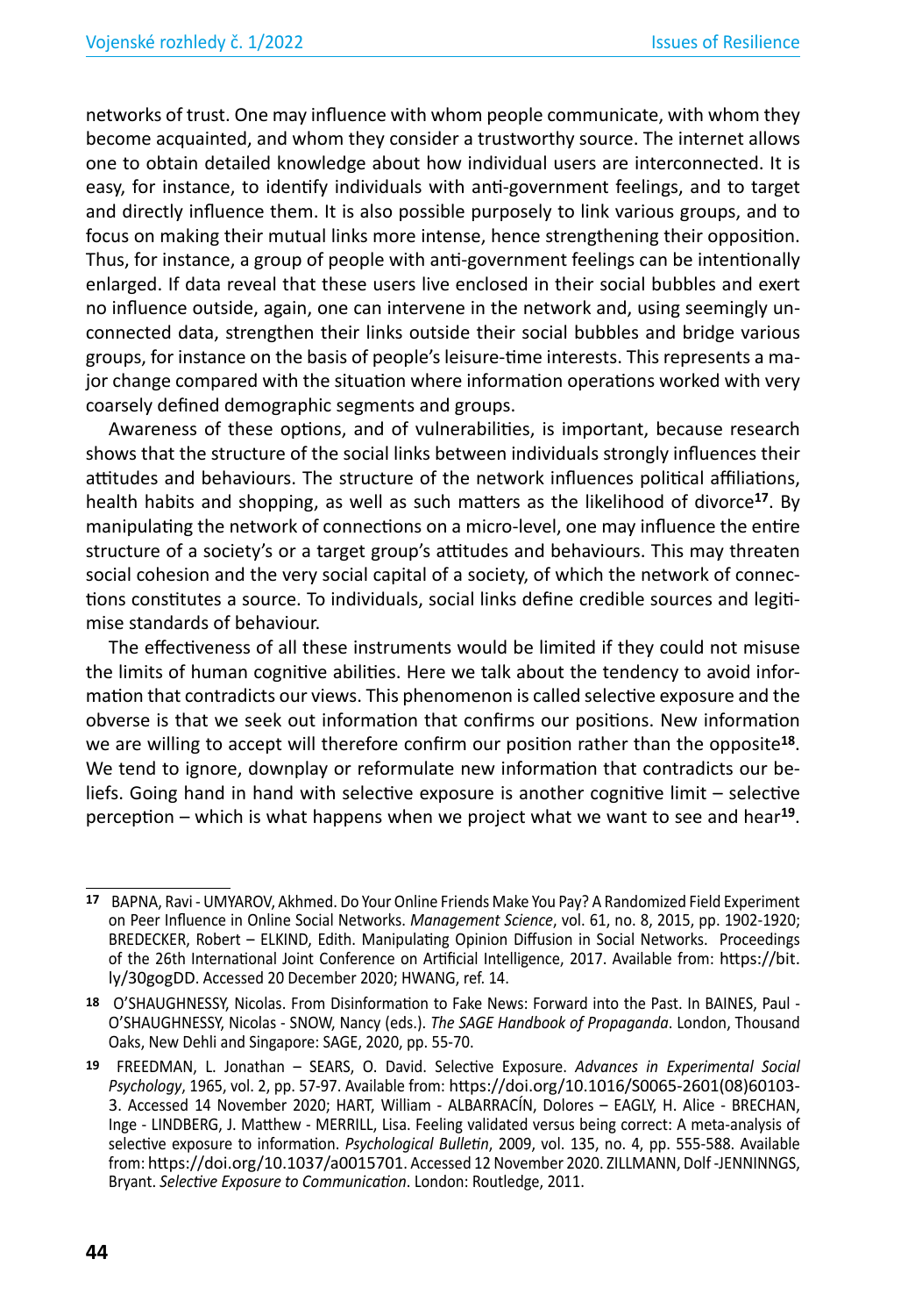networks of trust. One may influence with whom people communicate, with whom they become acquainted, and whom they consider a trustworthy source. The internet allows one to obtain detailed knowledge about how individual users are interconnected. It is easy, for instance, to identify individuals with anti-government feelings, and to target and directly influence them. It is also possible purposely to link various groups, and to focus on making their mutual links more intense, hence strengthening their opposition. Thus, for instance, a group of people with anti-government feelings can be intentionally enlarged. If data reveal that these users live enclosed in their social bubbles and exert no influence outside, again, one can intervene in the network and, using seemingly unconnected data, strengthen their links outside their social bubbles and bridge various groups, for instance on the basis of people's leisure-time interests. This represents a major change compared with the situation where information operations worked with very coarsely defined demographic segments and groups.

Awareness of these options, and of vulnerabilities, is important, because research shows that the structure of the social links between individuals strongly influences their attitudes and behaviours. The structure of the network influences political affiliations, health habits and shopping, as well as such matters as the likelihood of divorce[17]. By manipulating the network of connections on a micro-level, one may influence the entire structure of a society's or a target group's attitudes and behaviours. This may threaten social cohesion and the very social capital of a society, of which the network of connections constitutes a source. To individuals, social links define credible sources and legitimise standards of behaviour.

The effectiveness of all these instruments would be limited if they could not misuse the limits of human cognitive abilities. Here we talk about the tendency to avoid information that contradicts our views. This phenomenon is called selective exposure and the obverse is that we seek out information that confirms our positions. New information we are willing to accept will therefore confirm our position rather than the opposite[18]. We tend to ignore, downplay or reformulate new information that contradicts our beliefs. Going hand in hand with selective exposure is another cognitive limit – selective perception – which is what happens when we project what we want to see and hear[19].

---

[17] BAPNA, Ravi - UMYAROV, Akhmed. Do Your Online Friends Make You Pay? A Randomized Field Experiment on Peer Influence in Online Social Networks. *Management Science*, vol. 61, no. 8, 2015, pp. 1902-1920; BREDECKER, Robert – ELKIND, Edith. Manipulating Opinion Diffusion in Social Networks. Proceedings of the 26th International Joint Conference on Artificial Intelligence, 2017. Available from: https://bit.ly/30gogDD. Accessed 20 December 2020; HWANG, ref. 14.

[18] O'SHAUGHNESSY, Nicolas. From Disinformation to Fake News: Forward into the Past. In BAINES, Paul - O'SHAUGHNESSY, Nicolas - SNOW, Nancy (eds.). *The SAGE Handbook of Propaganda*. London, Thousand Oaks, New Dehli and Singapore: SAGE, 2020, pp. 55-70.

[19] FREEDMAN, L. Jonathan – SEARS, O. David. Selective Exposure. *Advances in Experimental Social Psychology*, 1965, vol. 2, pp. 57-97. Available from: https://doi.org/10.1016/S0065-2601(08)60103-3. Accessed 14 November 2020; HART, William - ALBARRACÍN, Dolores – EAGLY, H. Alice - BRECHAN, Inge - LINDBERG, J. Matthew - MERRILL, Lisa. Feeling validated versus being correct: A meta-analysis of selective exposure to information. *Psychological Bulletin*, 2009, vol. 135, no. 4, pp. 555-588. Available from: https://doi.org/10.1037/a0015701. Accessed 12 November 2020. ZILLMANN, Dolf -JENNINNGS, Bryant. *Selective Exposure to Communication*. London: Routledge, 2011.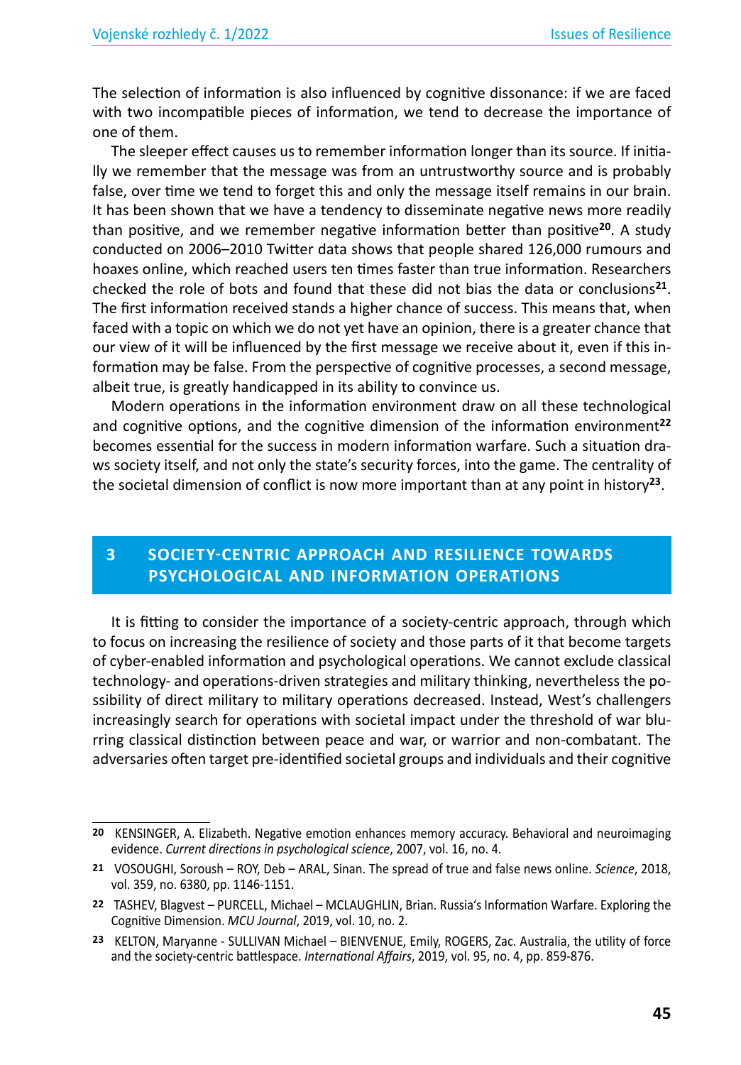The selection of information is also influenced by cognitive dissonance: if we are faced with two incompatible pieces of information, we tend to decrease the importance of one of them.

The sleeper effect causes us to remember information longer than its source. If initially we remember that the message was from an untrustworthy source and is probably false, over time we tend to forget this and only the message itself remains in our brain. It has been shown that we have a tendency to disseminate negative news more readily than positive, and we remember negative information better than positive[20]. A study conducted on 2006–2010 Twitter data shows that people shared 126,000 rumours and hoaxes online, which reached users ten times faster than true information. Researchers checked the role of bots and found that these did not bias the data or conclusions[21]. The first information received stands a higher chance of success. This means that, when faced with a topic on which we do not yet have an opinion, there is a greater chance that our view of it will be influenced by the first message we receive about it, even if this information may be false. From the perspective of cognitive processes, a second message, albeit true, is greatly handicapped in its ability to convince us.

Modern operations in the information environment draw on all these technological and cognitive options, and the cognitive dimension of the information environment[22] becomes essential for the success in modern information warfare. Such a situation draws society itself, and not only the state's security forces, into the game. The centrality of the societal dimension of conflict is now more important than at any point in history[23].

## 3 SOCIETY-CENTRIC APPROACH AND RESILIENCE TOWARDS PSYCHOLOGICAL AND INFORMATION OPERATIONS

It is fitting to consider the importance of a society-centric approach, through which to focus on increasing the resilience of society and those parts of it that become targets of cyber-enabled information and psychological operations. We cannot exclude classical technology- and operations-driven strategies and military thinking, nevertheless the possibility of direct military to military operations decreased. Instead, West's challengers increasingly search for operations with societal impact under the threshold of war blurring classical distinction between peace and war, or warrior and non-combatant. The adversaries often target pre-identified societal groups and individuals and their cognitive

---

[20] KENSINGER, A. Elizabeth. Negative emotion enhances memory accuracy. Behavioral and neuroimaging evidence. *Current directions in psychological science*, 2007, vol. 16, no. 4.

[21] VOSOUGHI, Soroush – ROY, Deb – ARAL, Sinan. The spread of true and false news online. *Science*, 2018, vol. 359, no. 6380, pp. 1146-1151.

[22] TASHEV, Blagvest – PURCELL, Michael – MCLAUGHLIN, Brian. Russia's Information Warfare. Exploring the Cognitive Dimension. *MCU Journal*, 2019, vol. 10, no. 2.

[23] KELTON, Maryanne - SULLIVAN Michael – BIENVENUE, Emily, ROGERS, Zac. Australia, the utility of force and the society-centric battlespace. *International Affairs*, 2019, vol. 95, no. 4, pp. 859-876.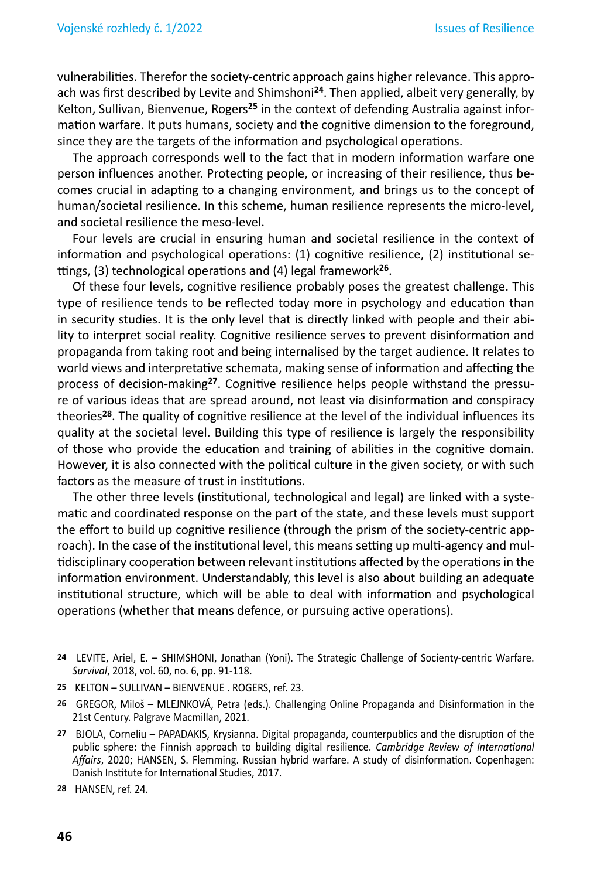vulnerabilities. Therefor the society-centric approach gains higher relevance. This approach was first described by Levite and Shimshoni[24]. Then applied, albeit very generally, by Kelton, Sullivan, Bienvenue, Rogers[25] in the context of defending Australia against information warfare. It puts humans, society and the cognitive dimension to the foreground, since they are the targets of the information and psychological operations.

The approach corresponds well to the fact that in modern information warfare one person influences another. Protecting people, or increasing of their resilience, thus becomes crucial in adapting to a changing environment, and brings us to the concept of human/societal resilience. In this scheme, human resilience represents the micro-level, and societal resilience the meso-level.

Four levels are crucial in ensuring human and societal resilience in the context of information and psychological operations: (1) cognitive resilience, (2) institutional settings, (3) technological operations and (4) legal framework[26].

Of these four levels, cognitive resilience probably poses the greatest challenge. This type of resilience tends to be reflected today more in psychology and education than in security studies. It is the only level that is directly linked with people and their ability to interpret social reality. Cognitive resilience serves to prevent disinformation and propaganda from taking root and being internalised by the target audience. It relates to world views and interpretative schemata, making sense of information and affecting the process of decision-making[27]. Cognitive resilience helps people withstand the pressure of various ideas that are spread around, not least via disinformation and conspiracy theories[28]. The quality of cognitive resilience at the level of the individual influences its quality at the societal level. Building this type of resilience is largely the responsibility of those who provide the education and training of abilities in the cognitive domain. However, it is also connected with the political culture in the given society, or with such factors as the measure of trust in institutions.

The other three levels (institutional, technological and legal) are linked with a systematic and coordinated response on the part of the state, and these levels must support the effort to build up cognitive resilience (through the prism of the society-centric approach). In the case of the institutional level, this means setting up multi-agency and multidisciplinary cooperation between relevant institutions affected by the operations in the information environment. Understandably, this level is also about building an adequate institutional structure, which will be able to deal with information and psychological operations (whether that means defence, or pursuing active operations).

---

[24] LEVITE, Ariel, E. – SHIMSHONI, Jonathan (Yoni). The Strategic Challenge of Society-centric Warfare. *Survival*, 2018, vol. 60, no. 6, pp. 91-118.

[25] KELTON – SULLIVAN – BIENVENUE . ROGERS, ref. 23.

[26] GREGOR, Miloš – MLEJNKOVÁ, Petra (eds.). Challenging Online Propaganda and Disinformation in the 21st Century. Palgrave Macmillan, 2021.

[27] BJOLA, Corneliu – PAPADAKIS, Krysianna. Digital propaganda, counterpublics and the disruption of the public sphere: the Finnish approach to building digital resilience. *Cambridge Review of International Affairs*, 2020; HANSEN, S. Flemming. Russian hybrid warfare. A study of disinformation. Copenhagen: Danish Institute for International Studies, 2017.

[28] HANSEN, ref. 24.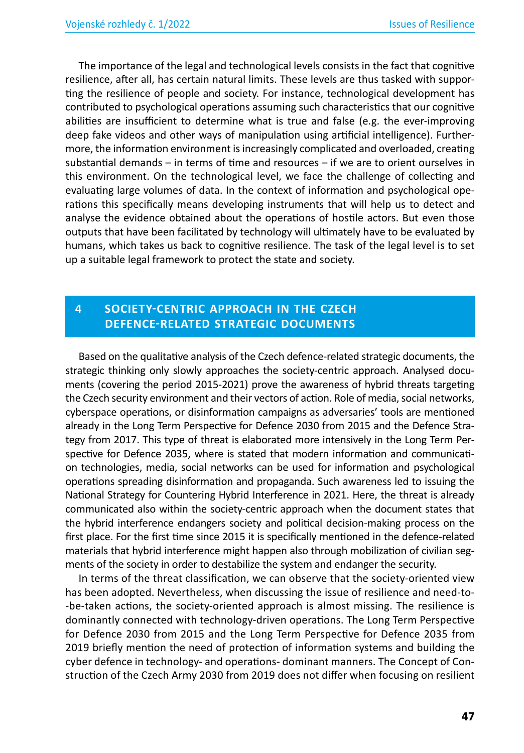The importance of the legal and technological levels consists in the fact that cognitive resilience, after all, has certain natural limits. These levels are thus tasked with supporting the resilience of people and society. For instance, technological development has contributed to psychological operations assuming such characteristics that our cognitive abilities are insufficient to determine what is true and false (e.g. the ever-improving deep fake videos and other ways of manipulation using artificial intelligence). Furthermore, the information environment is increasingly complicated and overloaded, creating substantial demands – in terms of time and resources – if we are to orient ourselves in this environment. On the technological level, we face the challenge of collecting and evaluating large volumes of data. In the context of information and psychological operations this specifically means developing instruments that will help us to detect and analyse the evidence obtained about the operations of hostile actors. But even those outputs that have been facilitated by technology will ultimately have to be evaluated by humans, which takes us back to cognitive resilience. The task of the legal level is to set up a suitable legal framework to protect the state and society.

## 4 SOCIETY-CENTRIC APPROACH IN THE CZECH DEFENCE-RELATED STRATEGIC DOCUMENTS

Based on the qualitative analysis of the Czech defence-related strategic documents, the strategic thinking only slowly approaches the society-centric approach. Analysed documents (covering the period 2015-2021) prove the awareness of hybrid threats targeting the Czech security environment and their vectors of action. Role of media, social networks, cyberspace operations, or disinformation campaigns as adversaries' tools are mentioned already in the Long Term Perspective for Defence 2030 from 2015 and the Defence Strategy from 2017. This type of threat is elaborated more intensively in the Long Term Perspective for Defence 2035, where is stated that modern information and communication technologies, media, social networks can be used for information and psychological operations spreading disinformation and propaganda. Such awareness led to issuing the National Strategy for Countering Hybrid Interference in 2021. Here, the threat is already communicated also within the society-centric approach when the document states that the hybrid interference endangers society and political decision-making process on the first place. For the first time since 2015 it is specifically mentioned in the defence-related materials that hybrid interference might happen also through mobilization of civilian segments of the society in order to destabilize the system and endanger the security.

In terms of the threat classification, we can observe that the society-oriented view has been adopted. Nevertheless, when discussing the issue of resilience and need-to-be-taken actions, the society-oriented approach is almost missing. The resilience is dominantly connected with technology-driven operations. The Long Term Perspective for Defence 2030 from 2015 and the Long Term Perspective for Defence 2035 from 2019 briefly mention the need of protection of information systems and building the cyber defence in technology- and operations- dominant manners. The Concept of Construction of the Czech Army 2030 from 2019 does not differ when focusing on resilient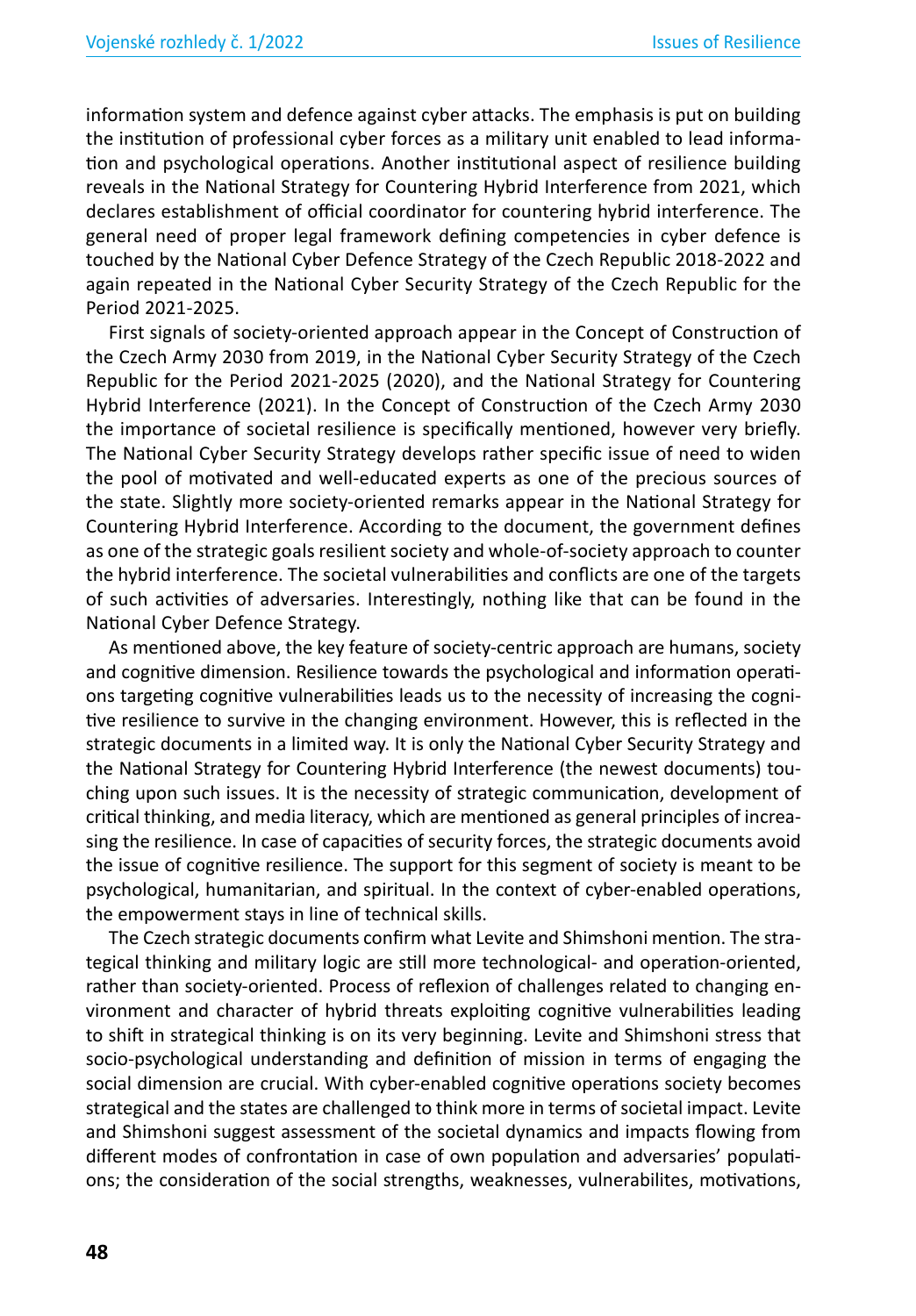information system and defence against cyber attacks. The emphasis is put on building the institution of professional cyber forces as a military unit enabled to lead information and psychological operations. Another institutional aspect of resilience building reveals in the National Strategy for Countering Hybrid Interference from 2021, which declares establishment of official coordinator for countering hybrid interference. The general need of proper legal framework defining competencies in cyber defence is touched by the National Cyber Defence Strategy of the Czech Republic 2018-2022 and again repeated in the National Cyber Security Strategy of the Czech Republic for the Period 2021-2025.

First signals of society-oriented approach appear in the Concept of Construction of the Czech Army 2030 from 2019, in the National Cyber Security Strategy of the Czech Republic for the Period 2021-2025 (2020), and the National Strategy for Countering Hybrid Interference (2021). In the Concept of Construction of the Czech Army 2030 the importance of societal resilience is specifically mentioned, however very briefly. The National Cyber Security Strategy develops rather specific issue of need to widen the pool of motivated and well-educated experts as one of the precious sources of the state. Slightly more society-oriented remarks appear in the National Strategy for Countering Hybrid Interference. According to the document, the government defines as one of the strategic goals resilient society and whole-of-society approach to counter the hybrid interference. The societal vulnerabilities and conflicts are one of the targets of such activities of adversaries. Interestingly, nothing like that can be found in the National Cyber Defence Strategy.

As mentioned above, the key feature of society-centric approach are humans, society and cognitive dimension. Resilience towards the psychological and information operations targeting cognitive vulnerabilities leads us to the necessity of increasing the cognitive resilience to survive in the changing environment. However, this is reflected in the strategic documents in a limited way. It is only the National Cyber Security Strategy and the National Strategy for Countering Hybrid Interference (the newest documents) touching upon such issues. It is the necessity of strategic communication, development of critical thinking, and media literacy, which are mentioned as general principles of increasing the resilience. In case of capacities of security forces, the strategic documents avoid the issue of cognitive resilience. The support for this segment of society is meant to be psychological, humanitarian, and spiritual. In the context of cyber-enabled operations, the empowerment stays in line of technical skills.

The Czech strategic documents confirm what Levite and Shimshoni mention. The strategical thinking and military logic are still more technological- and operation-oriented, rather than society-oriented. Process of reflexion of challenges related to changing environment and character of hybrid threats exploiting cognitive vulnerabilities leading to shift in strategical thinking is on its very beginning. Levite and Shimshoni stress that socio-psychological understanding and definition of mission in terms of engaging the social dimension are crucial. With cyber-enabled cognitive operations society becomes strategical and the states are challenged to think more in terms of societal impact. Levite and Shimshoni suggest assessment of the societal dynamics and impacts flowing from different modes of confrontation in case of own population and adversaries' populations; the consideration of the social strengths, weaknesses, vulnerabilites, motivations,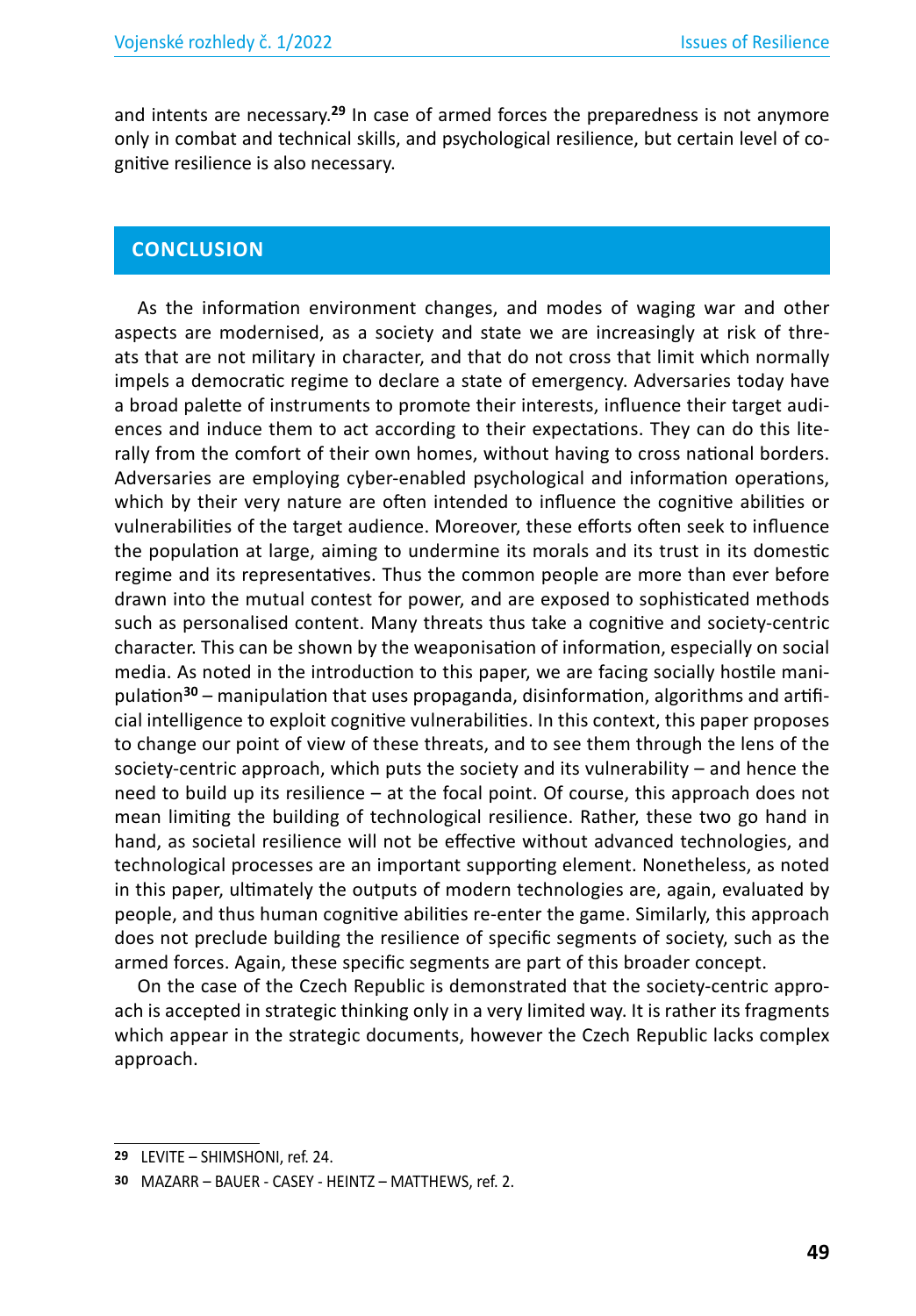and intents are necessary.[29] In case of armed forces the preparedness is not anymore only in combat and technical skills, and psychological resilience, but certain level of cognitive resilience is also necessary.

## CONCLUSION

As the information environment changes, and modes of waging war and other aspects are modernised, as a society and state we are increasingly at risk of threats that are not military in character, and that do not cross that limit which normally impels a democratic regime to declare a state of emergency. Adversaries today have a broad palette of instruments to promote their interests, influence their target audiences and induce them to act according to their expectations. They can do this literally from the comfort of their own homes, without having to cross national borders. Adversaries are employing cyber-enabled psychological and information operations, which by their very nature are often intended to influence the cognitive abilities or vulnerabilities of the target audience. Moreover, these efforts often seek to influence the population at large, aiming to undermine its morals and its trust in its domestic regime and its representatives. Thus the common people are more than ever before drawn into the mutual contest for power, and are exposed to sophisticated methods such as personalised content. Many threats thus take a cognitive and society-centric character. This can be shown by the weaponisation of information, especially on social media. As noted in the introduction to this paper, we are facing socially hostile manipulation[30] – manipulation that uses propaganda, disinformation, algorithms and artificial intelligence to exploit cognitive vulnerabilities. In this context, this paper proposes to change our point of view of these threats, and to see them through the lens of the society-centric approach, which puts the society and its vulnerability – and hence the need to build up its resilience – at the focal point. Of course, this approach does not mean limiting the building of technological resilience. Rather, these two go hand in hand, as societal resilience will not be effective without advanced technologies, and technological processes are an important supporting element. Nonetheless, as noted in this paper, ultimately the outputs of modern technologies are, again, evaluated by people, and thus human cognitive abilities re-enter the game. Similarly, this approach does not preclude building the resilience of specific segments of society, such as the armed forces. Again, these specific segments are part of this broader concept.

On the case of the Czech Republic is demonstrated that the society-centric approach is accepted in strategic thinking only in a very limited way. It is rather its fragments which appear in the strategic documents, however the Czech Republic lacks complex approach.

---

[29] LEVITE – SHIMSHONI, ref. 24.

[30] MAZARR – BAUER - CASEY - HEINTZ – MATTHEWS, ref. 2.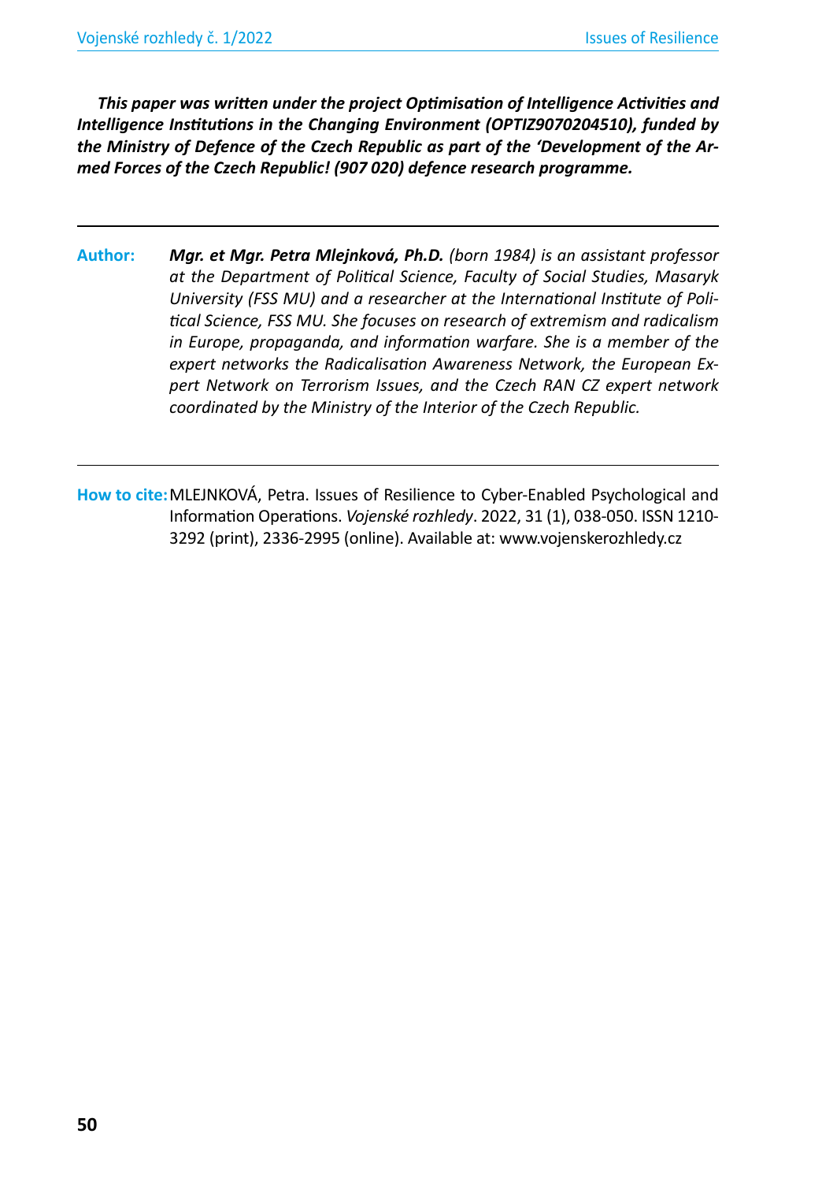***This paper was written under the project Optimisation of Intelligence Activities and Intelligence Institutions in the Changing Environment (OPTIZ9070204510), funded by the Ministry of Defence of the Czech Republic as part of the 'Development of the Armed Forces of the Czech Republic! (907 020) defence research programme.***

---

**Author:** ***Mgr. et Mgr. Petra Mlejnková, Ph.D.*** *(born 1984) is an assistant professor at the Department of Political Science, Faculty of Social Studies, Masaryk University (FSS MU) and a researcher at the International Institute of Political Science, FSS MU. She focuses on research of extremism and radicalism in Europe, propaganda, and information warfare. She is a member of the expert networks the Radicalisation Awareness Network, the European Expert Network on Terrorism Issues, and the Czech RAN CZ expert network coordinated by the Ministry of the Interior of the Czech Republic.*

---

**How to cite:** MLEJNKOVÁ, Petra. Issues of Resilience to Cyber-Enabled Psychological and Information Operations. *Vojenské rozhledy*. 2022, 31 (1), 038-050. ISSN 1210-3292 (print), 2336-2995 (online). Available at: www.vojenskerozhledy.cz